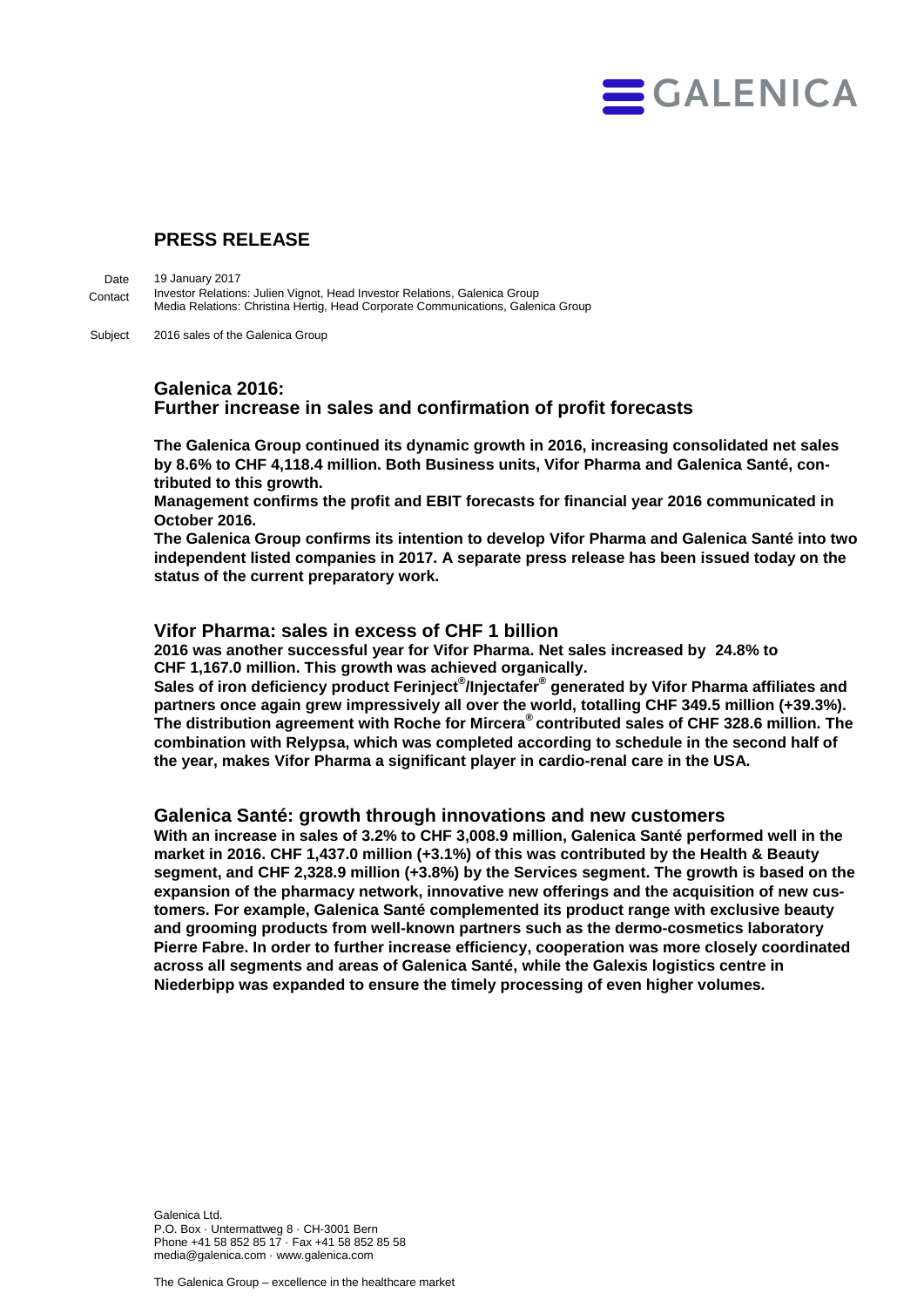GALENICA

## PRESS RELEASE

Date 19 January 2017

Contact Investor Relations: Julien Vignot, Head Investor Relations, Galenica Group
Media Relations: Christina Hertig, Head Corporate Communications, Galenica Group

Subject 2016 sales of the Galenica Group

# Galenica 2016:
# Further increase in sales and confirmation of profit forecasts

**The Galenica Group continued its dynamic growth in 2016, increasing consolidated net sales by 8.6% to CHF 4,118.4 million. Both Business units, Vifor Pharma and Galenica Santé, contributed to this growth.**

**Management confirms the profit and EBIT forecasts for financial year 2016 communicated in October 2016.**

**The Galenica Group confirms its intention to develop Vifor Pharma and Galenica Santé into two independent listed companies in 2017. A separate press release has been issued today on the status of the current preparatory work.**

## Vifor Pharma: sales in excess of CHF 1 billion

**2016 was another successful year for Vifor Pharma. Net sales increased by 24.8% to CHF 1,167.0 million. This growth was achieved organically.**

**Sales of iron deficiency product Ferinject®/Injectafer® generated by Vifor Pharma affiliates and partners once again grew impressively all over the world, totalling CHF 349.5 million (+39.3%). The distribution agreement with Roche for Mircera® contributed sales of CHF 328.6 million. The combination with Relypsa, which was completed according to schedule in the second half of the year, makes Vifor Pharma a significant player in cardio-renal care in the USA.**

## Galenica Santé: growth through innovations and new customers

**With an increase in sales of 3.2% to CHF 3,008.9 million, Galenica Santé performed well in the market in 2016. CHF 1,437.0 million (+3.1%) of this was contributed by the Health & Beauty segment, and CHF 2,328.9 million (+3.8%) by the Services segment. The growth is based on the expansion of the pharmacy network, innovative new offerings and the acquisition of new customers. For example, Galenica Santé complemented its product range with exclusive beauty and grooming products from well-known partners such as the dermo-cosmetics laboratory Pierre Fabre. In order to further increase efficiency, cooperation was more closely coordinated across all segments and areas of Galenica Santé, while the Galexis logistics centre in Niederbipp was expanded to ensure the timely processing of even higher volumes.**

Galenica Ltd.
P.O. Box · Untermattweg 8 · CH-3001 Bern
Phone +41 58 852 85 17 · Fax +41 58 852 85 58
media@galenica.com · www.galenica.com

The Galenica Group – excellence in the healthcare market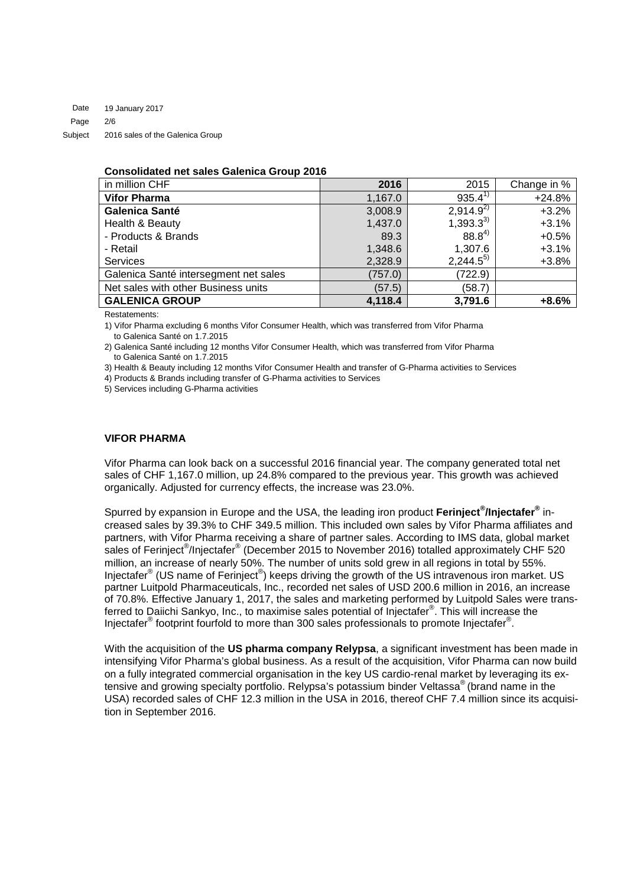Date 19 January 2017
Subject 2016 sales of the Galenica Group

**Consolidated net sales Galenica Group 2016**

| in million CHF | 2016 | 2015 | Change in % |
|---|---|---|---|
| **Vifor Pharma** | 1,167.0 | 935.4[1)] | +24.8% |
| **Galenica Santé** | 3,008.9 | 2,914.9[2)] | +3.2% |
| Health & Beauty | 1,437.0 | 1,393.3[3)] | +3.1% |
| - Products & Brands | 89.3 | 88.8[4)] | +0.5% |
| - Retail | 1,348.6 | 1,307.6 | +3.1% |
| Services | 2,328.9 | 2,244.5[5)] | +3.8% |
| Galenica Santé intersegment net sales | (757.0) | (722.9) | |
| Net sales with other Business units | (57.5) | (58.7) | |
| **GALENICA GROUP** | **4,118.4** | **3,791.6** | **+8.6%** |

Restatements:

1) Vifor Pharma excluding 6 months Vifor Consumer Health, which was transferred from Vifor Pharma to Galenica Santé on 1.7.2015

2) Galenica Santé including 12 months Vifor Consumer Health, which was transferred from Vifor Pharma to Galenica Santé on 1.7.2015

3) Health & Beauty including 12 months Vifor Consumer Health and transfer of G-Pharma activities to Services

4) Products & Brands including transfer of G-Pharma activities to Services

5) Services including G-Pharma activities

## VIFOR PHARMA

Vifor Pharma can look back on a successful 2016 financial year. The company generated total net sales of CHF 1,167.0 million, up 24.8% compared to the previous year. This growth was achieved organically. Adjusted for currency effects, the increase was 23.0%.

Spurred by expansion in Europe and the USA, the leading iron product **Ferinject®/Injectafer®** increased sales by 39.3% to CHF 349.5 million. This included own sales by Vifor Pharma affiliates and partners, with Vifor Pharma receiving a share of partner sales. According to IMS data, global market sales of Ferinject®/Injectafer® (December 2015 to November 2016) totalled approximately CHF 520 million, an increase of nearly 50%. The number of units sold grew in all regions in total by 55%. Injectafer® (US name of Ferinject®) keeps driving the growth of the US intravenous iron market. US partner Luitpold Pharmaceuticals, Inc., recorded net sales of USD 200.6 million in 2016, an increase of 70.8%. Effective January 1, 2017, the sales and marketing performed by Luitpold Sales were transferred to Daiichi Sankyo, Inc., to maximise sales potential of Injectafer®. This will increase the Injectafer® footprint fourfold to more than 300 sales professionals to promote Injectafer®.

With the acquisition of the **US pharma company Relypsa**, a significant investment has been made in intensifying Vifor Pharma's global business. As a result of the acquisition, Vifor Pharma can now build on a fully integrated commercial organisation in the key US cardio-renal market by leveraging its extensive and growing specialty portfolio. Relypsa's potassium binder Veltassa® (brand name in the USA) recorded sales of CHF 12.3 million in the USA in 2016, thereof CHF 7.4 million since its acquisition in September 2016.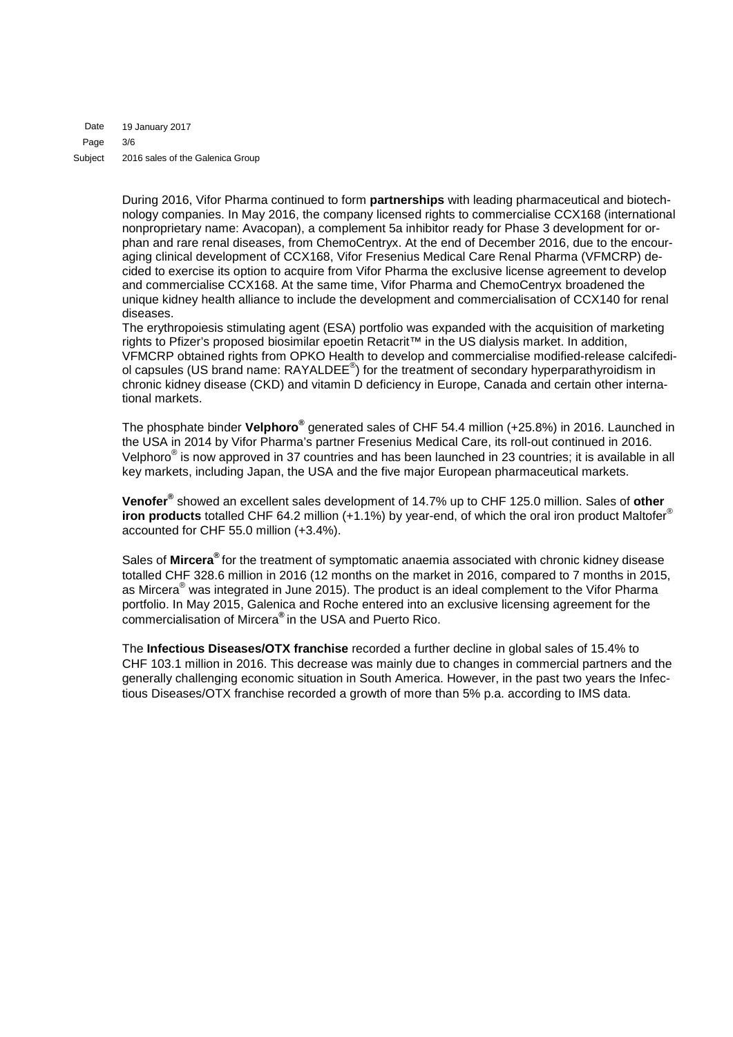During 2016, Vifor Pharma continued to form **partnerships** with leading pharmaceutical and biotechnology companies. In May 2016, the company licensed rights to commercialise CCX168 (international nonproprietary name: Avacopan), a complement 5a inhibitor ready for Phase 3 development for orphan and rare renal diseases, from ChemoCentryx. At the end of December 2016, due to the encouraging clinical development of CCX168, Vifor Fresenius Medical Care Renal Pharma (VFMCRP) decided to exercise its option to acquire from Vifor Pharma the exclusive license agreement to develop and commercialise CCX168. At the same time, Vifor Pharma and ChemoCentryx broadened the unique kidney health alliance to include the development and commercialisation of CCX140 for renal diseases.
The erythropoiesis stimulating agent (ESA) portfolio was expanded with the acquisition of marketing rights to Pfizer's proposed biosimilar epoetin Retacrit™ in the US dialysis market. In addition, VFMCRP obtained rights from OPKO Health to develop and commercialise modified-release calcifediol capsules (US brand name: RAYALDEE®) for the treatment of secondary hyperparathyroidism in chronic kidney disease (CKD) and vitamin D deficiency in Europe, Canada and certain other international markets.

The phosphate binder **Velphoro®** generated sales of CHF 54.4 million (+25.8%) in 2016. Launched in the USA in 2014 by Vifor Pharma's partner Fresenius Medical Care, its roll-out continued in 2016. Velphoro® is now approved in 37 countries and has been launched in 23 countries; it is available in all key markets, including Japan, the USA and the five major European pharmaceutical markets.

**Venofer®** showed an excellent sales development of 14.7% up to CHF 125.0 million. Sales of **other iron products** totalled CHF 64.2 million (+1.1%) by year-end, of which the oral iron product Maltofer® accounted for CHF 55.0 million (+3.4%).

Sales of **Mircera®** for the treatment of symptomatic anaemia associated with chronic kidney disease totalled CHF 328.6 million in 2016 (12 months on the market in 2016, compared to 7 months in 2015, as Mircera® was integrated in June 2015). The product is an ideal complement to the Vifor Pharma portfolio. In May 2015, Galenica and Roche entered into an exclusive licensing agreement for the commercialisation of Mircera® in the USA and Puerto Rico.

The **Infectious Diseases/OTX franchise** recorded a further decline in global sales of 15.4% to CHF 103.1 million in 2016. This decrease was mainly due to changes in commercial partners and the generally challenging economic situation in South America. However, in the past two years the Infectious Diseases/OTX franchise recorded a growth of more than 5% p.a. according to IMS data.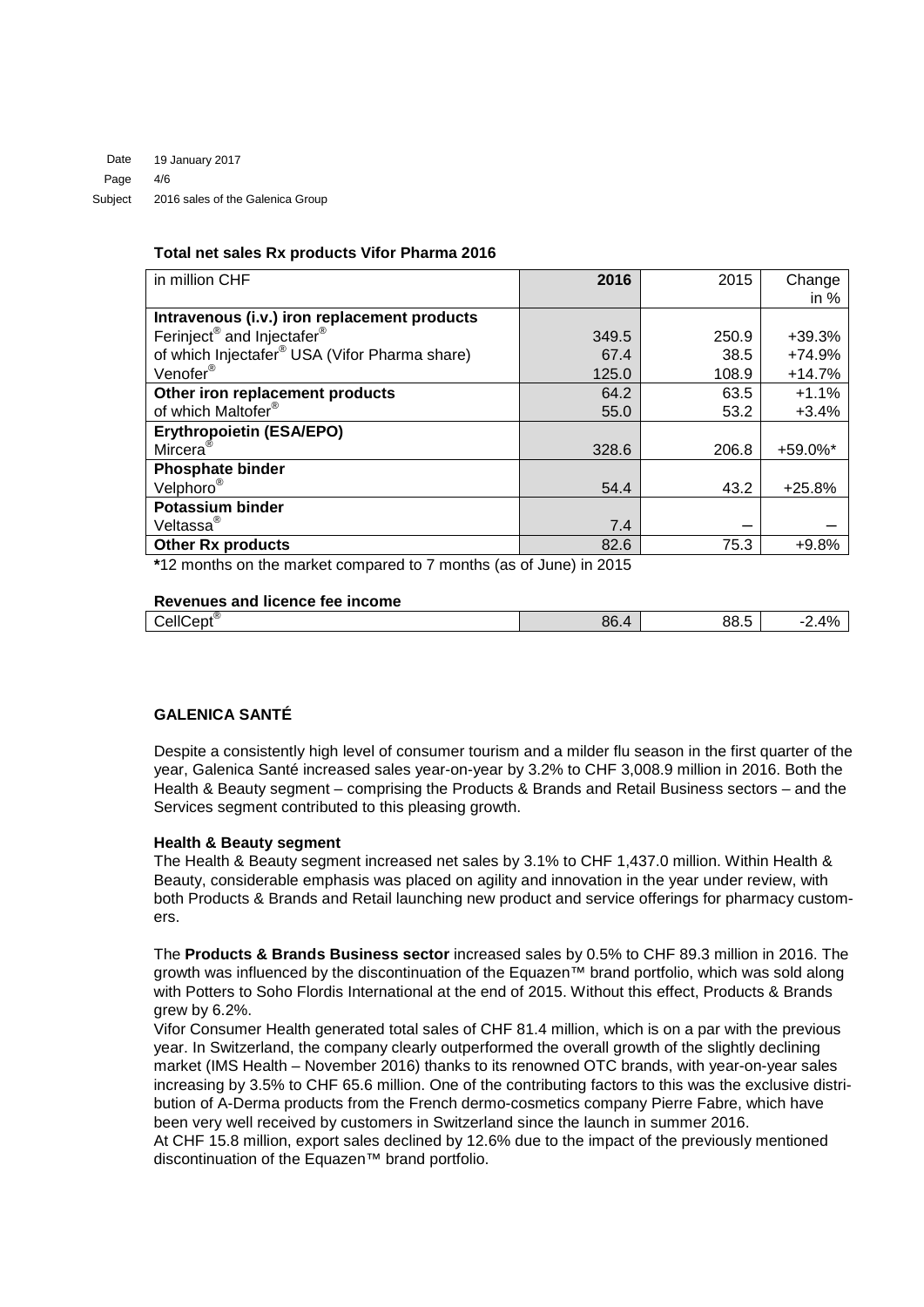**Total net sales Rx products Vifor Pharma 2016**

| in million CHF | 2016 | 2015 | Change in % |
|---|---|---|---|
| **Intravenous (i.v.) iron replacement products** | | | |
| Ferinject® and Injectafer® | 349.5 | 250.9 | +39.3% |
| of which Injectafer® USA (Vifor Pharma share) | 67.4 | 38.5 | +74.9% |
| Venofer® | 125.0 | 108.9 | +14.7% |
| **Other iron replacement products** | 64.2 | 63.5 | +1.1% |
| of which Maltofer® | 55.0 | 53.2 | +3.4% |
| **Erythropoietin (ESA/EPO)** | | | |
| Mircera® | 328.6 | 206.8 | +59.0%* |
| **Phosphate binder** | | | |
| Velphoro® | 54.4 | 43.2 | +25.8% |
| **Potassium binder** | | | |
| Veltassa® | 7.4 | – | – |
| **Other Rx products** | 82.6 | 75.3 | +9.8% |

***12 months on the market compared to 7 months (as of June) in 2015

**Revenues and licence fee income**

| | | | |
|---|---|---|---|
| CellCept® | 86.4 | 88.5 | -2.4% |

## GALENICA SANTÉ

Despite a consistently high level of consumer tourism and a milder flu season in the first quarter of the year, Galenica Santé increased sales year-on-year by 3.2% to CHF 3,008.9 million in 2016. Both the Health & Beauty segment – comprising the Products & Brands and Retail Business sectors – and the Services segment contributed to this pleasing growth.

### Health & Beauty segment

The Health & Beauty segment increased net sales by 3.1% to CHF 1,437.0 million. Within Health & Beauty, considerable emphasis was placed on agility and innovation in the year under review, with both Products & Brands and Retail launching new product and service offerings for pharmacy customers.

The **Products & Brands Business sector** increased sales by 0.5% to CHF 89.3 million in 2016. The growth was influenced by the discontinuation of the Equazen™ brand portfolio, which was sold along with Potters to Soho Flordis International at the end of 2015. Without this effect, Products & Brands grew by 6.2%.

Vifor Consumer Health generated total sales of CHF 81.4 million, which is on a par with the previous year. In Switzerland, the company clearly outperformed the overall growth of the slightly declining market (IMS Health – November 2016) thanks to its renowned OTC brands, with year-on-year sales increasing by 3.5% to CHF 65.6 million. One of the contributing factors to this was the exclusive distribution of A-Derma products from the French dermo-cosmetics company Pierre Fabre, which have been very well received by customers in Switzerland since the launch in summer 2016.
At CHF 15.8 million, export sales declined by 12.6% due to the impact of the previously mentioned discontinuation of the Equazen™ brand portfolio.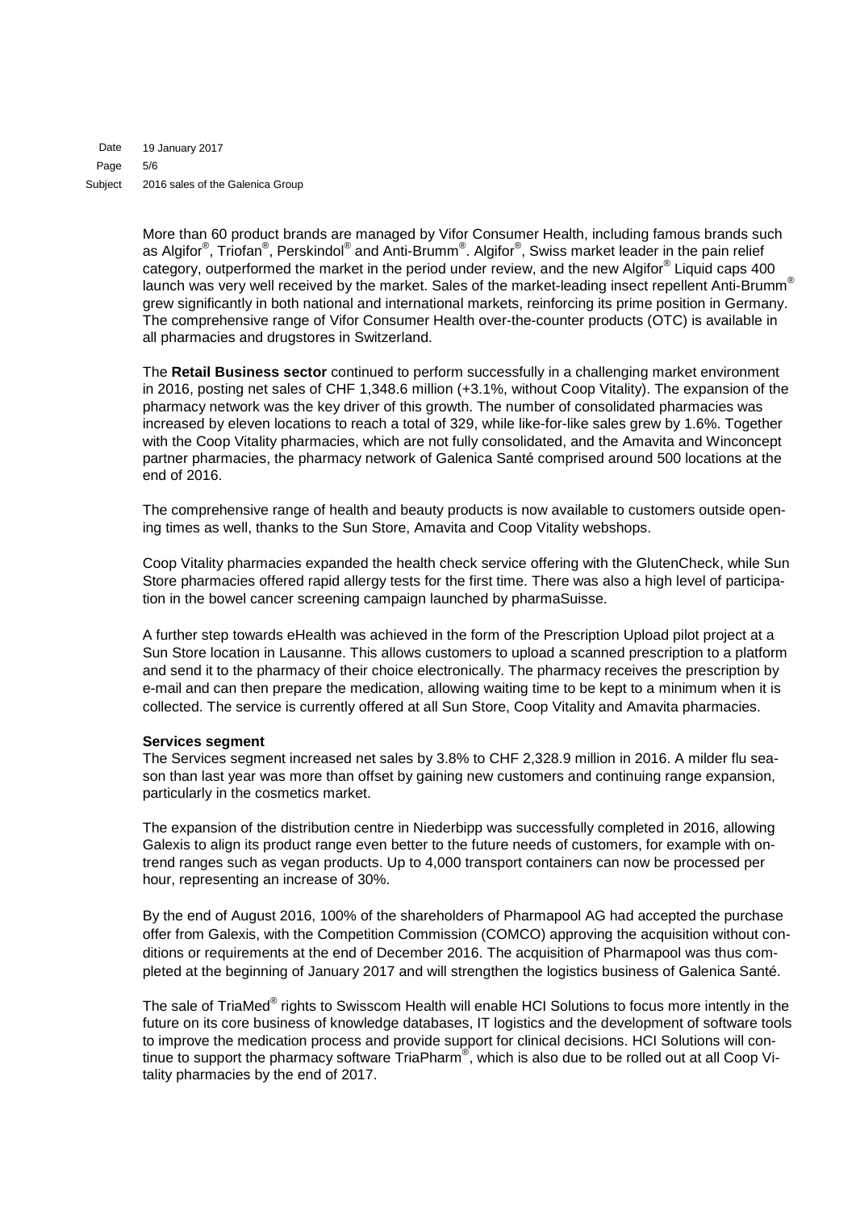More than 60 product brands are managed by Vifor Consumer Health, including famous brands such as Algifor®, Triofan®, Perskindol® and Anti-Brumm®. Algifor®, Swiss market leader in the pain relief category, outperformed the market in the period under review, and the new Algifor® Liquid caps 400 launch was very well received by the market. Sales of the market-leading insect repellent Anti-Brumm® grew significantly in both national and international markets, reinforcing its prime position in Germany. The comprehensive range of Vifor Consumer Health over-the-counter products (OTC) is available in all pharmacies and drugstores in Switzerland.

The **Retail Business sector** continued to perform successfully in a challenging market environment in 2016, posting net sales of CHF 1,348.6 million (+3.1%, without Coop Vitality). The expansion of the pharmacy network was the key driver of this growth. The number of consolidated pharmacies was increased by eleven locations to reach a total of 329, while like-for-like sales grew by 1.6%. Together with the Coop Vitality pharmacies, which are not fully consolidated, and the Amavita and Winconcept partner pharmacies, the pharmacy network of Galenica Santé comprised around 500 locations at the end of 2016.

The comprehensive range of health and beauty products is now available to customers outside opening times as well, thanks to the Sun Store, Amavita and Coop Vitality webshops.

Coop Vitality pharmacies expanded the health check service offering with the GlutenCheck, while Sun Store pharmacies offered rapid allergy tests for the first time. There was also a high level of participation in the bowel cancer screening campaign launched by pharmaSuisse.

A further step towards eHealth was achieved in the form of the Prescription Upload pilot project at a Sun Store location in Lausanne. This allows customers to upload a scanned prescription to a platform and send it to the pharmacy of their choice electronically. The pharmacy receives the prescription by e-mail and can then prepare the medication, allowing waiting time to be kept to a minimum when it is collected. The service is currently offered at all Sun Store, Coop Vitality and Amavita pharmacies.

**Services segment**

The Services segment increased net sales by 3.8% to CHF 2,328.9 million in 2016. A milder flu season than last year was more than offset by gaining new customers and continuing range expansion, particularly in the cosmetics market.

The expansion of the distribution centre in Niederbipp was successfully completed in 2016, allowing Galexis to align its product range even better to the future needs of customers, for example with on-trend ranges such as vegan products. Up to 4,000 transport containers can now be processed per hour, representing an increase of 30%.

By the end of August 2016, 100% of the shareholders of Pharmapool AG had accepted the purchase offer from Galexis, with the Competition Commission (COMCO) approving the acquisition without conditions or requirements at the end of December 2016. The acquisition of Pharmapool was thus completed at the beginning of January 2017 and will strengthen the logistics business of Galenica Santé.

The sale of TriaMed® rights to Swisscom Health will enable HCI Solutions to focus more intently in the future on its core business of knowledge databases, IT logistics and the development of software tools to improve the medication process and provide support for clinical decisions. HCI Solutions will continue to support the pharmacy software TriaPharm®, which is also due to be rolled out at all Coop Vitality pharmacies by the end of 2017.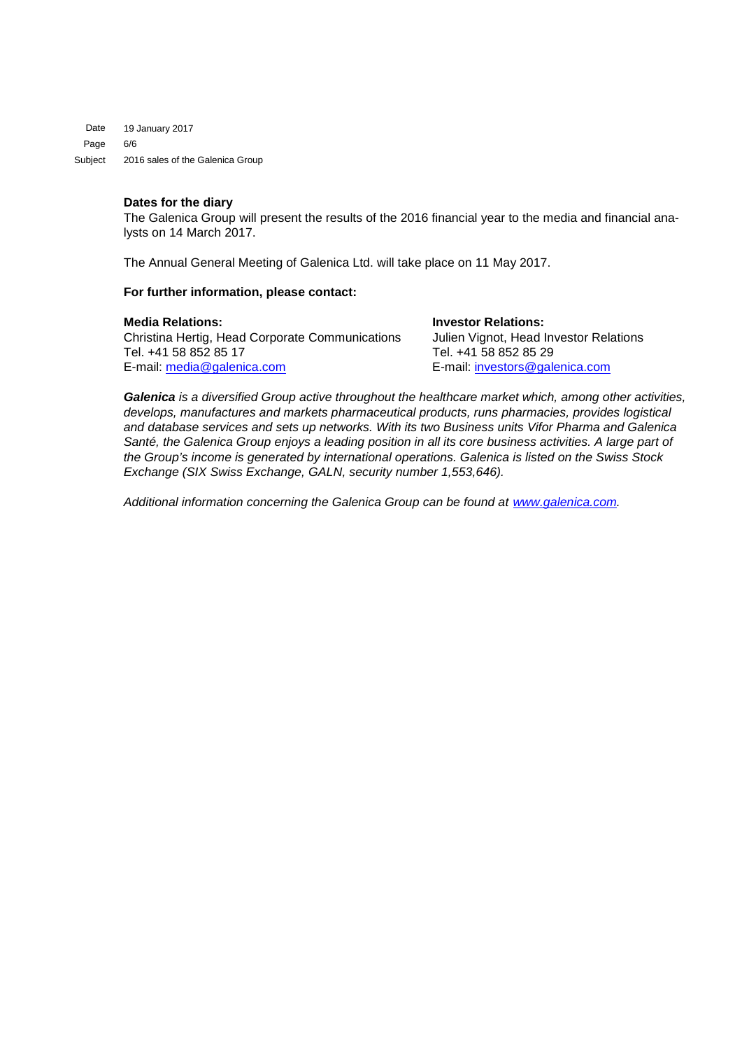**Dates for the diary**

The Galenica Group will present the results of the 2016 financial year to the media and financial analysts on 14 March 2017.

The Annual General Meeting of Galenica Ltd. will take place on 11 May 2017.

**For further information, please contact:**

**Media Relations:**
Christina Hertig, Head Corporate Communications
Tel. +41 58 852 85 17
E-mail: media@galenica.com

**Investor Relations:**
Julien Vignot, Head Investor Relations
Tel. +41 58 852 85 29
E-mail: investors@galenica.com

***Galenica*** *is a diversified Group active throughout the healthcare market which, among other activities, develops, manufactures and markets pharmaceutical products, runs pharmacies, provides logistical and database services and sets up networks. With its two Business units Vifor Pharma and Galenica Santé, the Galenica Group enjoys a leading position in all its core business activities. A large part of the Group's income is generated by international operations. Galenica is listed on the Swiss Stock Exchange (SIX Swiss Exchange, GALN, security number 1,553,646).*

*Additional information concerning the Galenica Group can be found at www.galenica.com.*